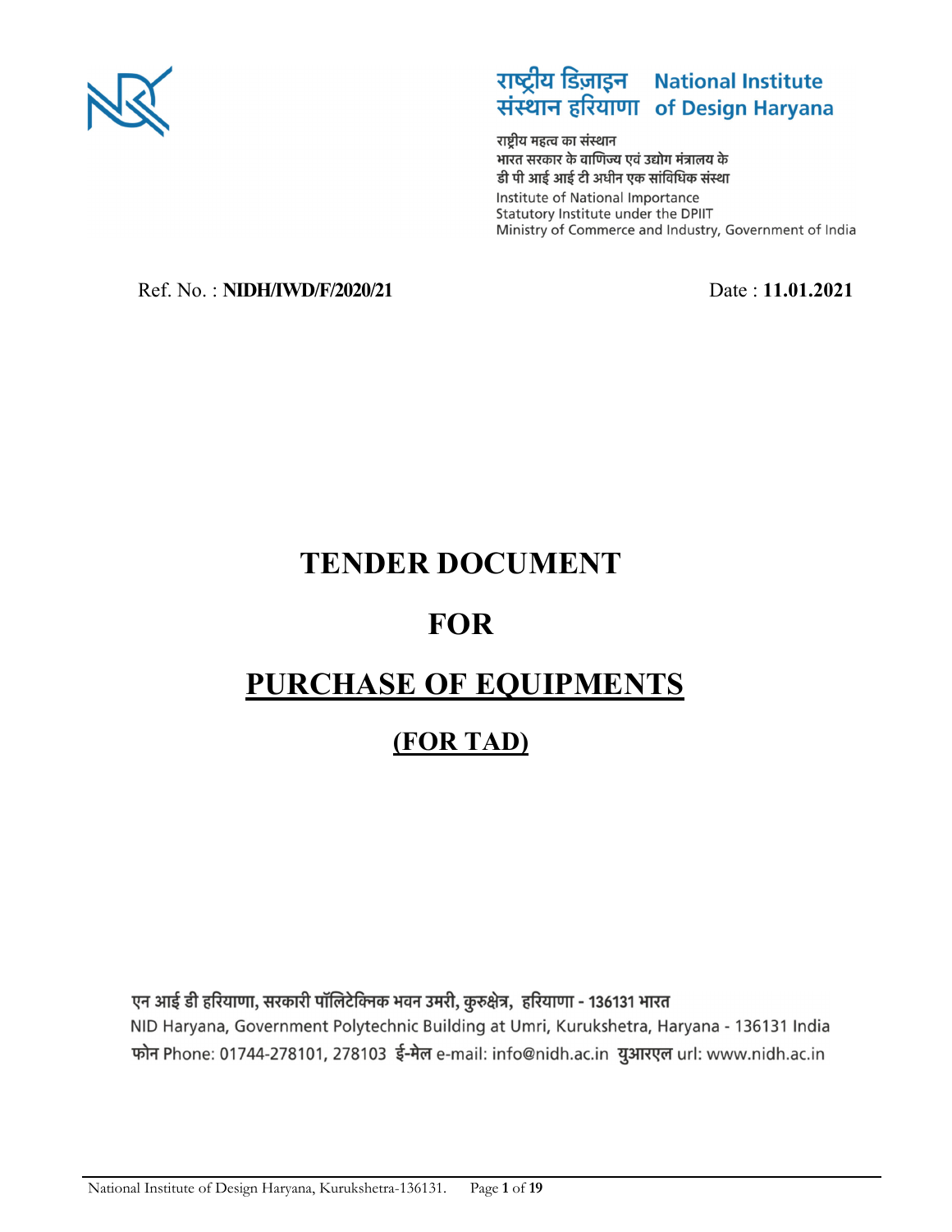राष्ट्रीय डिज़ाइन संस्थान हरियाणा  National Institute of Design Haryana

राष्ट्रीय महत्व का संस्थान
भारत सरकार के वाणिज्य एवं उद्योग मंत्रालय के
डी पी आई आई टी अधीन एक सांविधिक संस्था
Institute of National Importance
Statutory Institute under the DPIIT
Ministry of Commerce and Industry, Government of India

Ref. No. : **NIDH/IWD/F/2020/21** Date : **11.01.2021**

# TENDER DOCUMENT

# FOR

# PURCHASE OF EQUIPMENTS

## (FOR TAD)

एन आई डी हरियाणा, सरकारी पॉलिटेक्निक भवन उमरी, कुरुक्षेत्र, हरियाणा - 136131 भारत
NID Haryana, Government Polytechnic Building at Umri, Kurukshetra, Haryana - 136131 India
फोन Phone: 01744-278101, 278103 ई-मेल e-mail: info@nidh.ac.in युआरएल url: www.nidh.ac.in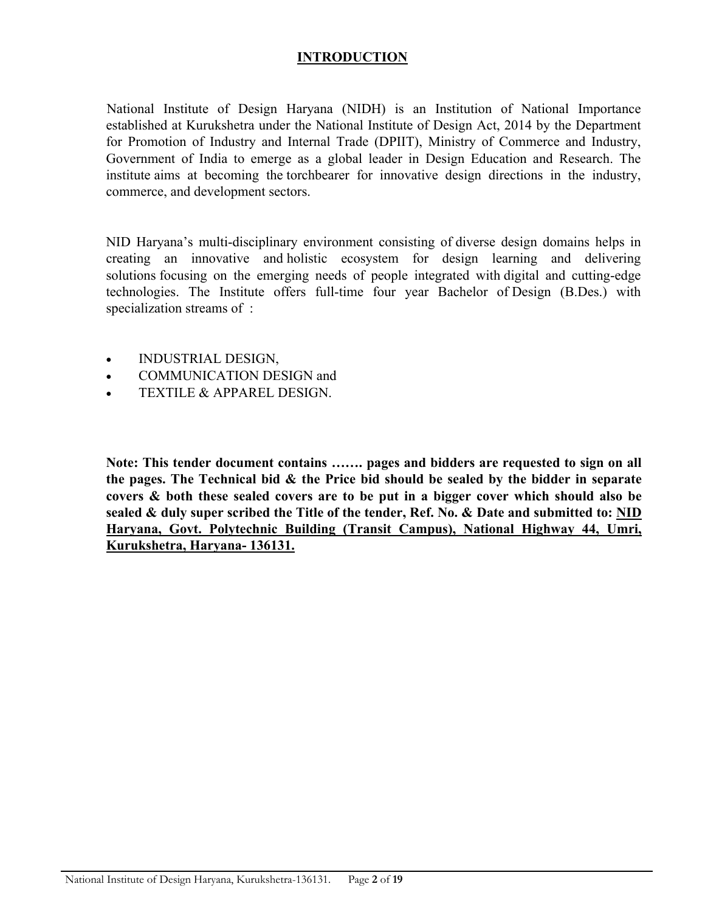## INTRODUCTION

National Institute of Design Haryana (NIDH) is an Institution of National Importance established at Kurukshetra under the National Institute of Design Act, 2014 by the Department for Promotion of Industry and Internal Trade (DPIIT), Ministry of Commerce and Industry, Government of India to emerge as a global leader in Design Education and Research. The institute aims at becoming the torchbearer for innovative design directions in the industry, commerce, and development sectors.

NID Haryana's multi-disciplinary environment consisting of diverse design domains helps in creating an innovative and holistic ecosystem for design learning and delivering solutions focusing on the emerging needs of people integrated with digital and cutting-edge technologies. The Institute offers full-time four year Bachelor of Design (B.Des.) with specialization streams of :

- INDUSTRIAL DESIGN,
- COMMUNICATION DESIGN and
- TEXTILE & APPAREL DESIGN.

**Note: This tender document contains ……. pages and bidders are requested to sign on all the pages. The Technical bid & the Price bid should be sealed by the bidder in separate covers & both these sealed covers are to be put in a bigger cover which should also be sealed & duly super scribed the Title of the tender, Ref. No. & Date and submitted to: <u>NID Haryana, Govt. Polytechnic Building (Transit Campus), National Highway 44, Umri, Kurukshetra, Haryana- 136131.</u>**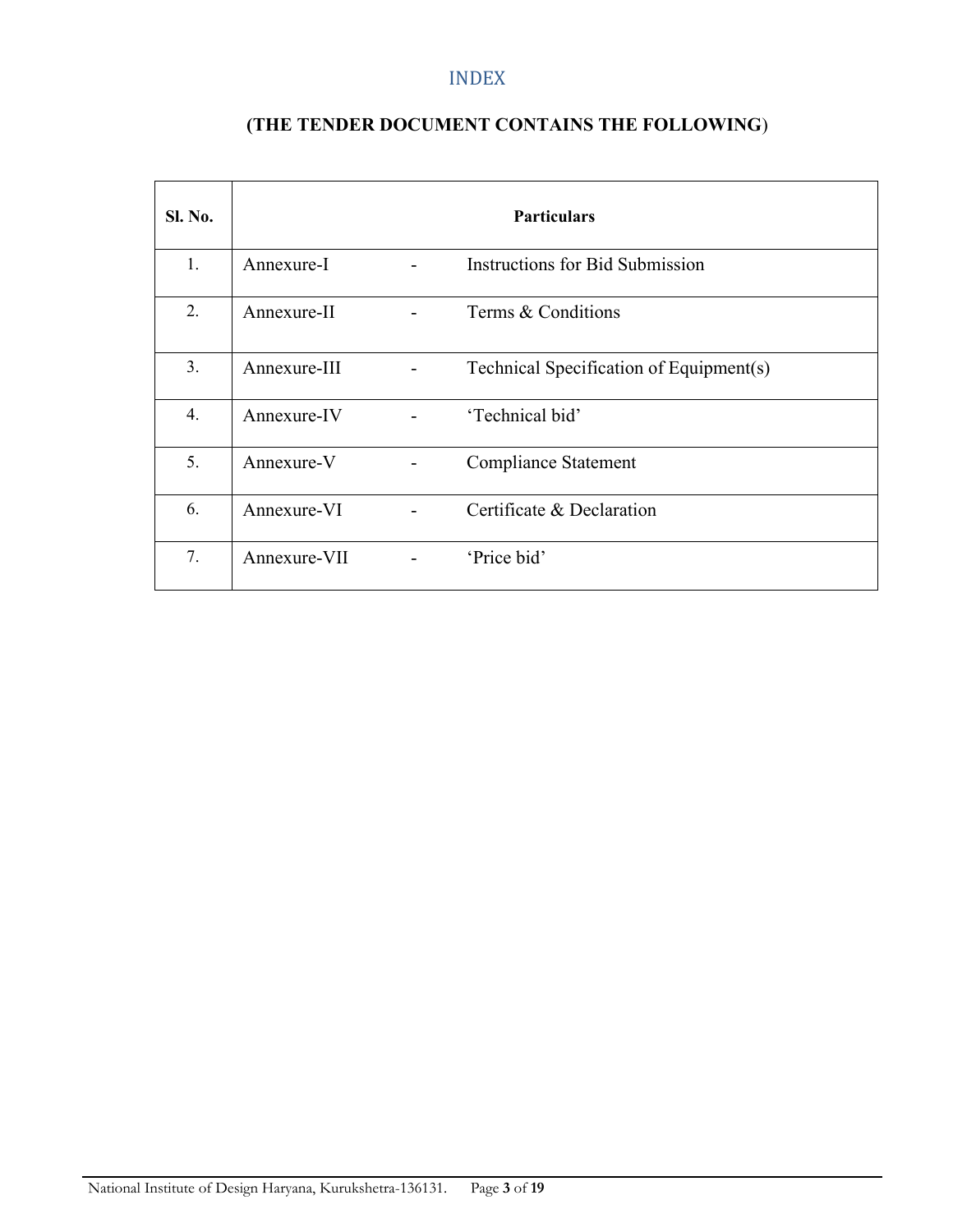# INDEX

**(THE TENDER DOCUMENT CONTAINS THE FOLLOWING)**

| Sl. No. | Particulars | | |
|---|---|---|---|
| 1. | Annexure-I | - | Instructions for Bid Submission |
| 2. | Annexure-II | - | Terms & Conditions |
| 3. | Annexure-III | - | Technical Specification of Equipment(s) |
| 4. | Annexure-IV | - | 'Technical bid' |
| 5. | Annexure-V | - | Compliance Statement |
| 6. | Annexure-VI | - | Certificate & Declaration |
| 7. | Annexure-VII | - | 'Price bid' |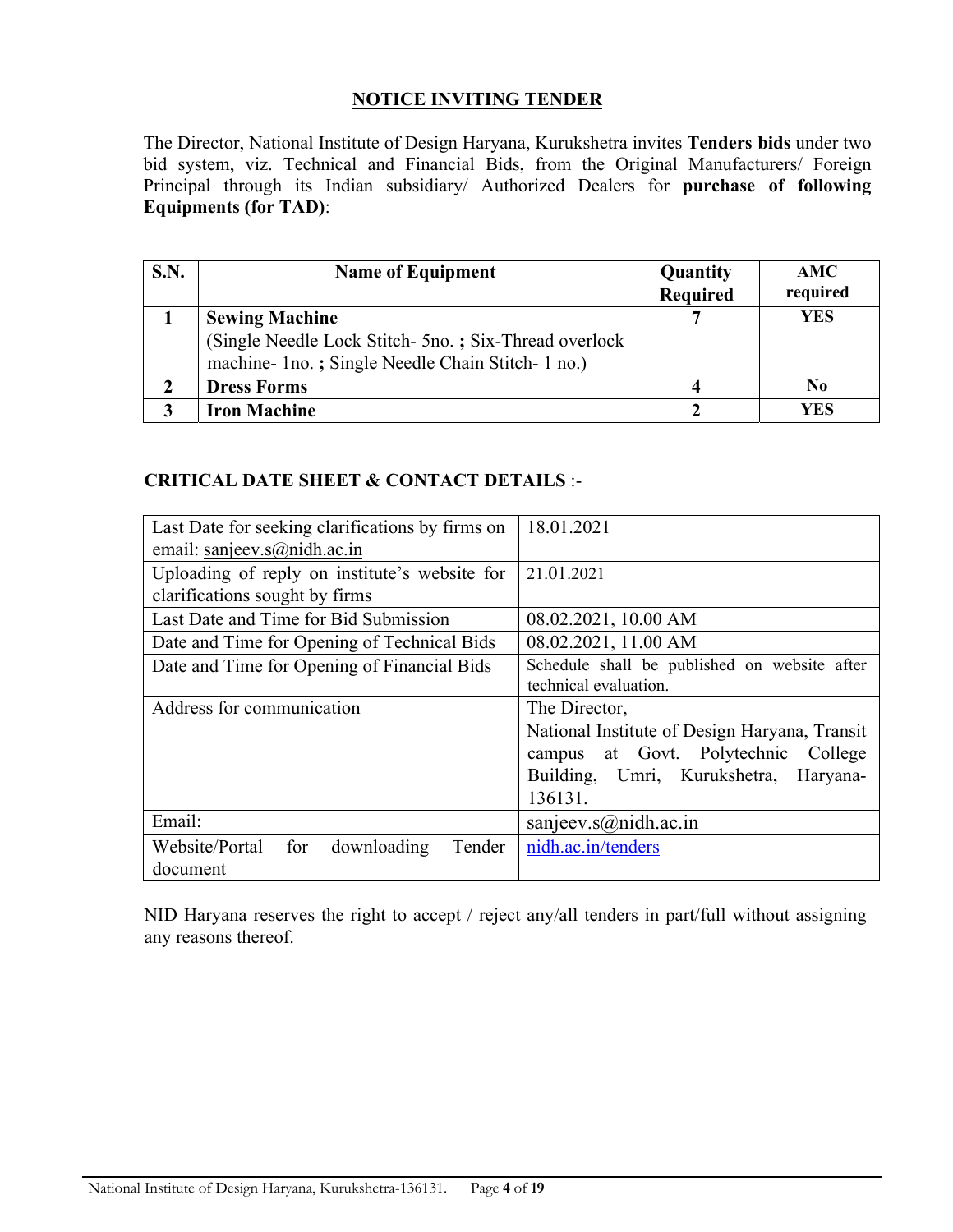## NOTICE INVITING TENDER

The Director, National Institute of Design Haryana, Kurukshetra invites **Tenders bids** under two bid system, viz. Technical and Financial Bids, from the Original Manufacturers/ Foreign Principal through its Indian subsidiary/ Authorized Dealers for **purchase of following Equipments (for TAD)**:

| S.N. | Name of Equipment | Quantity Required | AMC required |
|---|---|---|---|
| 1 | **Sewing Machine** (Single Needle Lock Stitch- 5no. **;** Six-Thread overlock machine- 1no. **;** Single Needle Chain Stitch- 1 no.) | 7 | YES |
| 2 | **Dress Forms** | 4 | No |
| 3 | **Iron Machine** | 2 | YES |

**CRITICAL DATE SHEET & CONTACT DETAILS** :-

| | |
|---|---|
| Last Date for seeking clarifications by firms on email: sanjeev.s@nidh.ac.in | 18.01.2021 |
| Uploading of reply on institute's website for clarifications sought by firms | 21.01.2021 |
| Last Date and Time for Bid Submission | 08.02.2021, 10.00 AM |
| Date and Time for Opening of Technical Bids | 08.02.2021, 11.00 AM |
| Date and Time for Opening of Financial Bids | Schedule shall be published on website after technical evaluation. |
| Address for communication | The Director, National Institute of Design Haryana, Transit campus at Govt. Polytechnic College Building, Umri, Kurukshetra, Haryana-136131. |
| Email: | sanjeev.s@nidh.ac.in |
| Website/Portal for downloading Tender document | nidh.ac.in/tenders |

NID Haryana reserves the right to accept / reject any/all tenders in part/full without assigning any reasons thereof.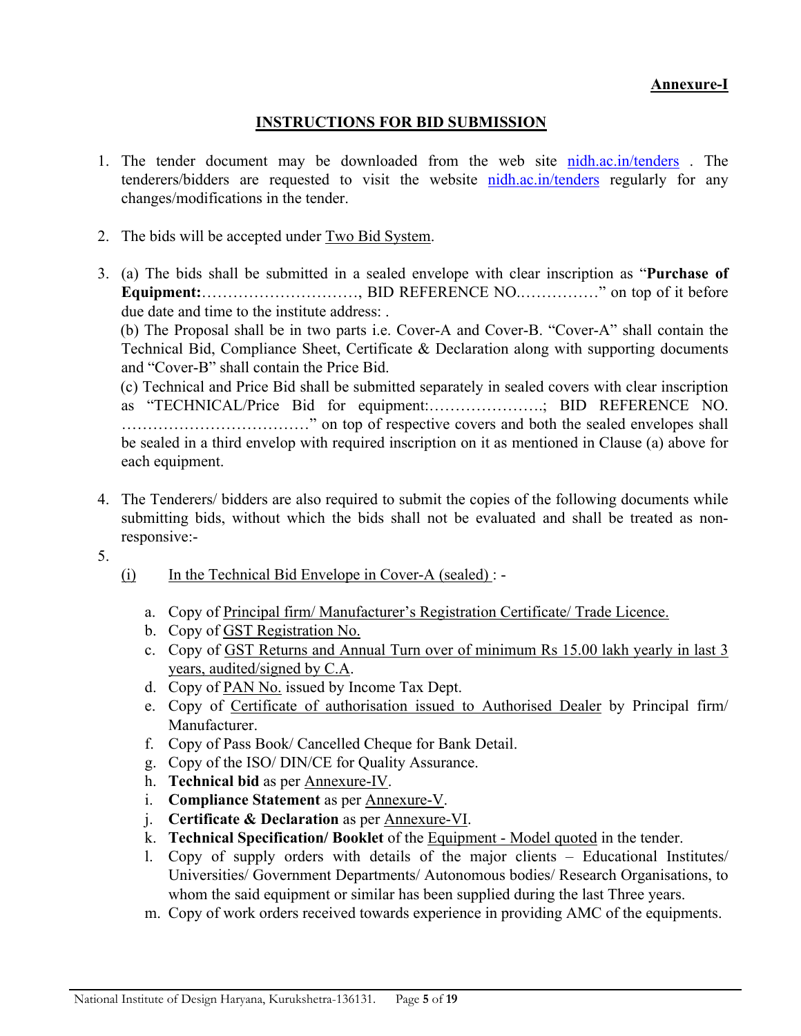**Annexure-I**

**INSTRUCTIONS FOR BID SUBMISSION**

1. The tender document may be downloaded from the web site nidh.ac.in/tenders . The tenderers/bidders are requested to visit the website nidh.ac.in/tenders regularly for any changes/modifications in the tender.

2. The bids will be accepted under Two Bid System.

3. (a) The bids shall be submitted in a sealed envelope with clear inscription as "**Purchase of Equipment:**…………………………, BID REFERENCE NO.……………" on top of it before due date and time to the institute address: .
   (b) The Proposal shall be in two parts i.e. Cover-A and Cover-B. "Cover-A" shall contain the Technical Bid, Compliance Sheet, Certificate & Declaration along with supporting documents and "Cover-B" shall contain the Price Bid.
   (c) Technical and Price Bid shall be submitted separately in sealed covers with clear inscription as "TECHNICAL/Price Bid for equipment:………………….; BID REFERENCE NO. ………………………………" on top of respective covers and both the sealed envelopes shall be sealed in a third envelop with required inscription on it as mentioned in Clause (a) above for each equipment.

4. The Tenderers/ bidders are also required to submit the copies of the following documents while submitting bids, without which the bids shall not be evaluated and shall be treated as non-responsive:-

5.
   (i) In the Technical Bid Envelope in Cover-A (sealed) : -

   a. Copy of Principal firm/ Manufacturer's Registration Certificate/ Trade Licence.
   b. Copy of GST Registration No.
   c. Copy of GST Returns and Annual Turn over of minimum Rs 15.00 lakh yearly in last 3 years, audited/signed by C.A.
   d. Copy of PAN No. issued by Income Tax Dept.
   e. Copy of Certificate of authorisation issued to Authorised Dealer by Principal firm/ Manufacturer.
   f. Copy of Pass Book/ Cancelled Cheque for Bank Detail.
   g. Copy of the ISO/ DIN/CE for Quality Assurance.
   h. **Technical bid** as per Annexure-IV.
   i. **Compliance Statement** as per Annexure-V.
   j. **Certificate & Declaration** as per Annexure-VI.
   k. **Technical Specification/ Booklet** of the Equipment - Model quoted in the tender.
   l. Copy of supply orders with details of the major clients – Educational Institutes/ Universities/ Government Departments/ Autonomous bodies/ Research Organisations, to whom the said equipment or similar has been supplied during the last Three years.
   m. Copy of work orders received towards experience in providing AMC of the equipments.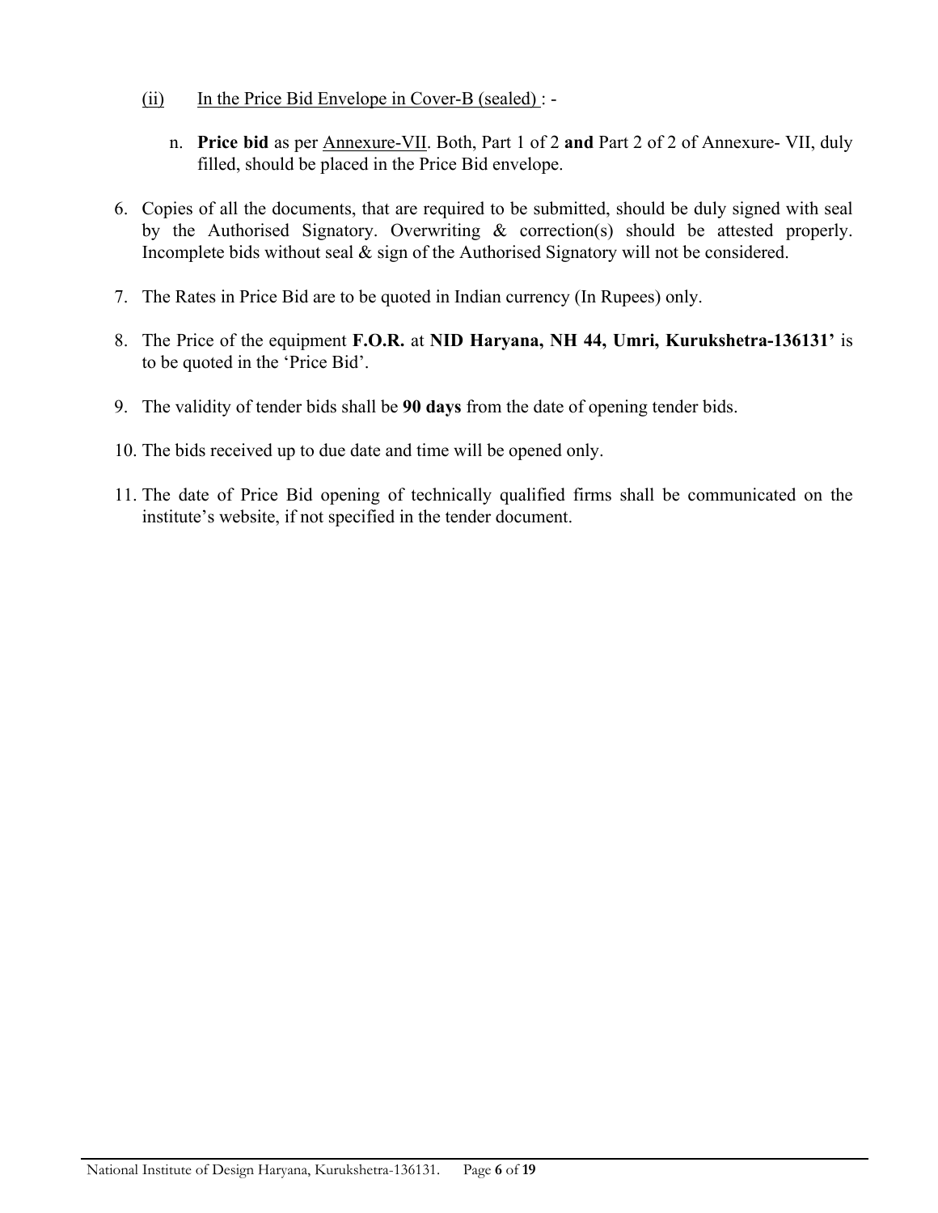(ii) In the Price Bid Envelope in Cover-B (sealed) : -

n. **Price bid** as per Annexure-VII. Both, Part 1 of 2 **and** Part 2 of 2 of Annexure- VII, duly filled, should be placed in the Price Bid envelope.

6. Copies of all the documents, that are required to be submitted, should be duly signed with seal by the Authorised Signatory. Overwriting & correction(s) should be attested properly. Incomplete bids without seal & sign of the Authorised Signatory will not be considered.

7. The Rates in Price Bid are to be quoted in Indian currency (In Rupees) only.

8. The Price of the equipment **F.O.R.** at **NID Haryana, NH 44, Umri, Kurukshetra-136131'** is to be quoted in the 'Price Bid'.

9. The validity of tender bids shall be **90 days** from the date of opening tender bids.

10. The bids received up to due date and time will be opened only.

11. The date of Price Bid opening of technically qualified firms shall be communicated on the institute's website, if not specified in the tender document.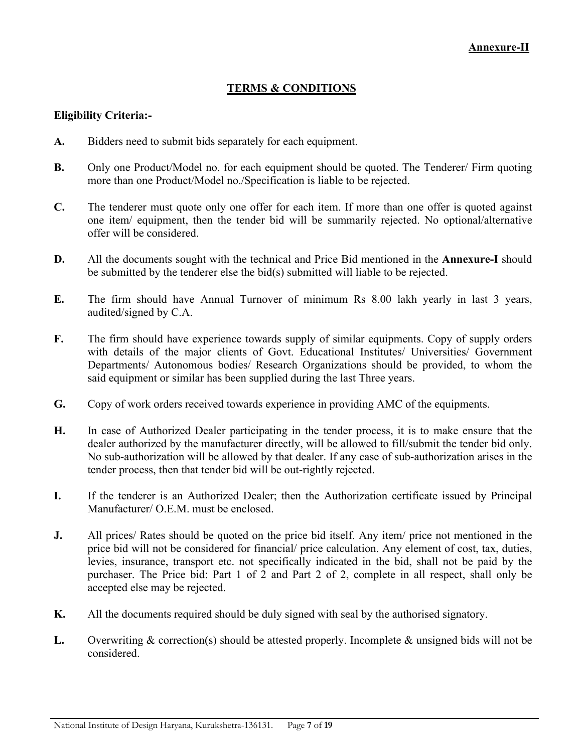**Annexure-II**

## TERMS & CONDITIONS

**Eligibility Criteria:-**

**A.** Bidders need to submit bids separately for each equipment.

**B.** Only one Product/Model no. for each equipment should be quoted. The Tenderer/ Firm quoting more than one Product/Model no./Specification is liable to be rejected.

**C.** The tenderer must quote only one offer for each item. If more than one offer is quoted against one item/ equipment, then the tender bid will be summarily rejected. No optional/alternative offer will be considered.

**D.** All the documents sought with the technical and Price Bid mentioned in the **Annexure-I** should be submitted by the tenderer else the bid(s) submitted will liable to be rejected.

**E.** The firm should have Annual Turnover of minimum Rs 8.00 lakh yearly in last 3 years, audited/signed by C.A.

**F.** The firm should have experience towards supply of similar equipments. Copy of supply orders with details of the major clients of Govt. Educational Institutes/ Universities/ Government Departments/ Autonomous bodies/ Research Organizations should be provided, to whom the said equipment or similar has been supplied during the last Three years.

**G.** Copy of work orders received towards experience in providing AMC of the equipments.

**H.** In case of Authorized Dealer participating in the tender process, it is to make ensure that the dealer authorized by the manufacturer directly, will be allowed to fill/submit the tender bid only. No sub-authorization will be allowed by that dealer. If any case of sub-authorization arises in the tender process, then that tender bid will be out-rightly rejected.

**I.** If the tenderer is an Authorized Dealer; then the Authorization certificate issued by Principal Manufacturer/ O.E.M. must be enclosed.

**J.** All prices/ Rates should be quoted on the price bid itself. Any item/ price not mentioned in the price bid will not be considered for financial/ price calculation. Any element of cost, tax, duties, levies, insurance, transport etc. not specifically indicated in the bid, shall not be paid by the purchaser. The Price bid: Part 1 of 2 and Part 2 of 2, complete in all respect, shall only be accepted else may be rejected.

**K.** All the documents required should be duly signed with seal by the authorised signatory.

**L.** Overwriting & correction(s) should be attested properly. Incomplete & unsigned bids will not be considered.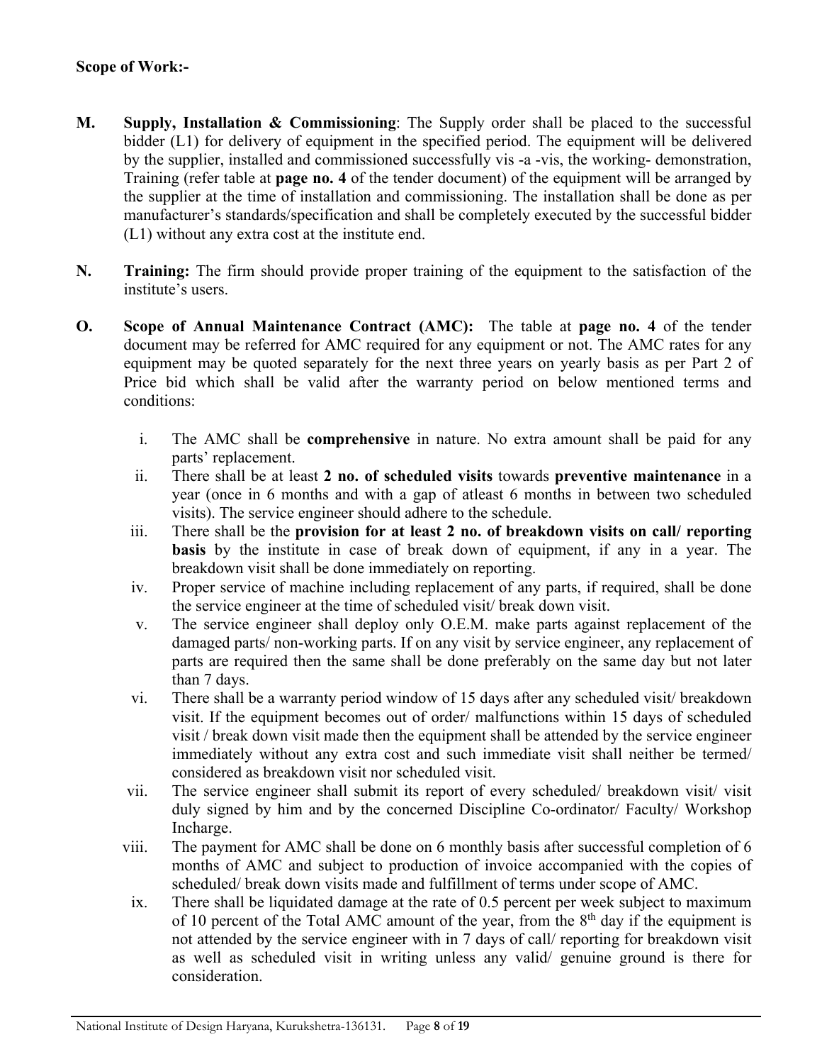**Scope of Work:-**

**M. Supply, Installation & Commissioning**: The Supply order shall be placed to the successful bidder (L1) for delivery of equipment in the specified period. The equipment will be delivered by the supplier, installed and commissioned successfully vis -a -vis, the working- demonstration, Training (refer table at **page no. 4** of the tender document) of the equipment will be arranged by the supplier at the time of installation and commissioning. The installation shall be done as per manufacturer's standards/specification and shall be completely executed by the successful bidder (L1) without any extra cost at the institute end.

**N. Training:** The firm should provide proper training of the equipment to the satisfaction of the institute's users.

**O. Scope of Annual Maintenance Contract (AMC):** The table at **page no. 4** of the tender document may be referred for AMC required for any equipment or not. The AMC rates for any equipment may be quoted separately for the next three years on yearly basis as per Part 2 of Price bid which shall be valid after the warranty period on below mentioned terms and conditions:

i. The AMC shall be **comprehensive** in nature. No extra amount shall be paid for any parts' replacement.

ii. There shall be at least **2 no. of scheduled visits** towards **preventive maintenance** in a year (once in 6 months and with a gap of atleast 6 months in between two scheduled visits). The service engineer should adhere to the schedule.

iii. There shall be the **provision for at least 2 no. of breakdown visits on call/ reporting basis** by the institute in case of break down of equipment, if any in a year. The breakdown visit shall be done immediately on reporting.

iv. Proper service of machine including replacement of any parts, if required, shall be done the service engineer at the time of scheduled visit/ break down visit.

v. The service engineer shall deploy only O.E.M. make parts against replacement of the damaged parts/ non-working parts. If on any visit by service engineer, any replacement of parts are required then the same shall be done preferably on the same day but not later than 7 days.

vi. There shall be a warranty period window of 15 days after any scheduled visit/ breakdown visit. If the equipment becomes out of order/ malfunctions within 15 days of scheduled visit / break down visit made then the equipment shall be attended by the service engineer immediately without any extra cost and such immediate visit shall neither be termed/ considered as breakdown visit nor scheduled visit.

vii. The service engineer shall submit its report of every scheduled/ breakdown visit/ visit duly signed by him and by the concerned Discipline Co-ordinator/ Faculty/ Workshop Incharge.

viii. The payment for AMC shall be done on 6 monthly basis after successful completion of 6 months of AMC and subject to production of invoice accompanied with the copies of scheduled/ break down visits made and fulfillment of terms under scope of AMC.

ix. There shall be liquidated damage at the rate of 0.5 percent per week subject to maximum of 10 percent of the Total AMC amount of the year, from the 8th day if the equipment is not attended by the service engineer with in 7 days of call/ reporting for breakdown visit as well as scheduled visit in writing unless any valid/ genuine ground is there for consideration.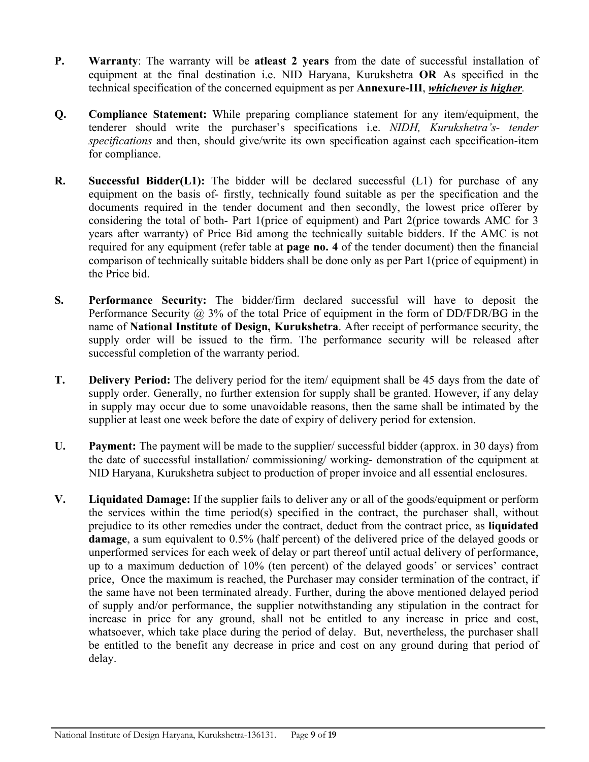**P.** **Warranty**: The warranty will be **atleast 2 years** from the date of successful installation of equipment at the final destination i.e. NID Haryana, Kurukshetra **OR** As specified in the technical specification of the concerned equipment as per **Annexure-III**, ***whichever is higher***.

**Q.** **Compliance Statement:** While preparing compliance statement for any item/equipment, the tenderer should write the purchaser's specifications i.e. *NIDH, Kurukshetra's- tender specifications* and then, should give/write its own specification against each specification-item for compliance.

**R.** **Successful Bidder(L1):** The bidder will be declared successful (L1) for purchase of any equipment on the basis of- firstly, technically found suitable as per the specification and the documents required in the tender document and then secondly, the lowest price offerer by considering the total of both- Part 1(price of equipment) and Part 2(price towards AMC for 3 years after warranty) of Price Bid among the technically suitable bidders. If the AMC is not required for any equipment (refer table at **page no. 4** of the tender document) then the financial comparison of technically suitable bidders shall be done only as per Part 1(price of equipment) in the Price bid.

**S.** **Performance Security:** The bidder/firm declared successful will have to deposit the Performance Security @ 3% of the total Price of equipment in the form of DD/FDR/BG in the name of **National Institute of Design, Kurukshetra**. After receipt of performance security, the supply order will be issued to the firm. The performance security will be released after successful completion of the warranty period.

**T.** **Delivery Period:** The delivery period for the item/ equipment shall be 45 days from the date of supply order. Generally, no further extension for supply shall be granted. However, if any delay in supply may occur due to some unavoidable reasons, then the same shall be intimated by the supplier at least one week before the date of expiry of delivery period for extension.

**U.** **Payment:** The payment will be made to the supplier/ successful bidder (approx. in 30 days) from the date of successful installation/ commissioning/ working- demonstration of the equipment at NID Haryana, Kurukshetra subject to production of proper invoice and all essential enclosures.

**V.** **Liquidated Damage:** If the supplier fails to deliver any or all of the goods/equipment or perform the services within the time period(s) specified in the contract, the purchaser shall, without prejudice to its other remedies under the contract, deduct from the contract price, as **liquidated damage**, a sum equivalent to 0.5% (half percent) of the delivered price of the delayed goods or unperformed services for each week of delay or part thereof until actual delivery of performance, up to a maximum deduction of 10% (ten percent) of the delayed goods' or services' contract price, Once the maximum is reached, the Purchaser may consider termination of the contract, if the same have not been terminated already. Further, during the above mentioned delayed period of supply and/or performance, the supplier notwithstanding any stipulation in the contract for increase in price for any ground, shall not be entitled to any increase in price and cost, whatsoever, which take place during the period of delay. But, nevertheless, the purchaser shall be entitled to the benefit any decrease in price and cost on any ground during that period of delay.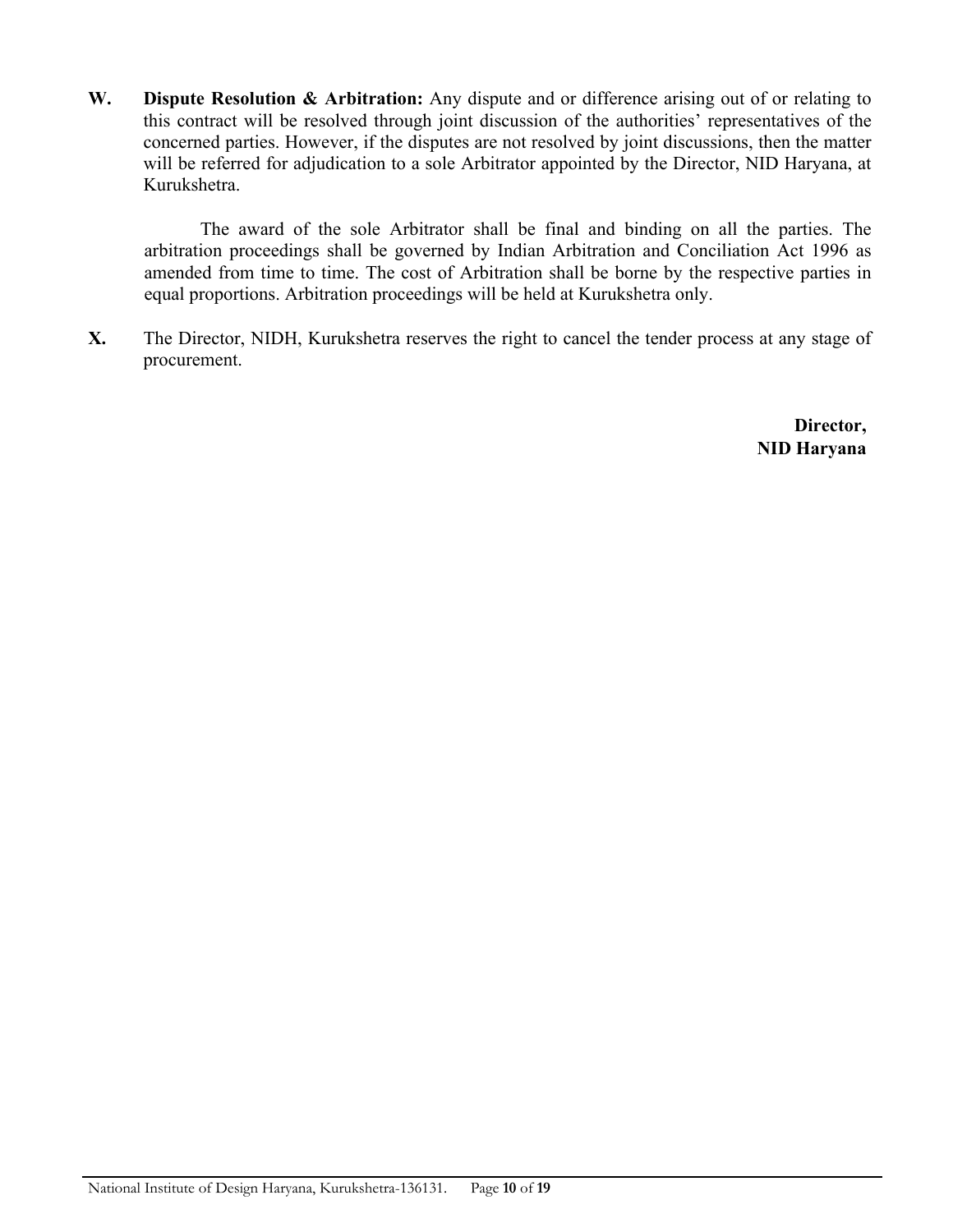**W.** **Dispute Resolution & Arbitration:** Any dispute and or difference arising out of or relating to this contract will be resolved through joint discussion of the authorities' representatives of the concerned parties. However, if the disputes are not resolved by joint discussions, then the matter will be referred for adjudication to a sole Arbitrator appointed by the Director, NID Haryana, at Kurukshetra.

The award of the sole Arbitrator shall be final and binding on all the parties. The arbitration proceedings shall be governed by Indian Arbitration and Conciliation Act 1996 as amended from time to time. The cost of Arbitration shall be borne by the respective parties in equal proportions. Arbitration proceedings will be held at Kurukshetra only.

**X.** The Director, NIDH, Kurukshetra reserves the right to cancel the tender process at any stage of procurement.

**Director,**
**NID Haryana**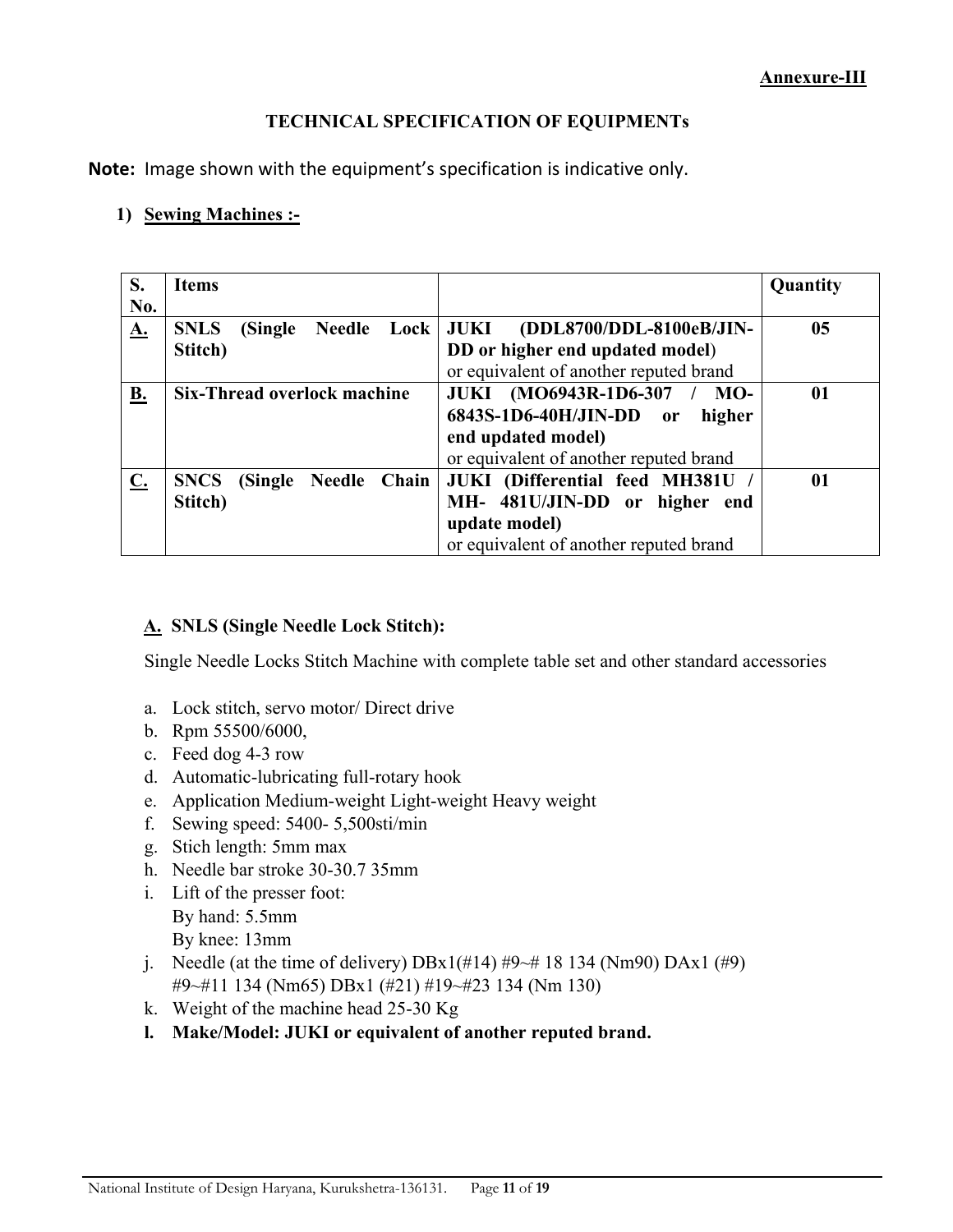**Annexure-III**

### TECHNICAL SPECIFICATION OF EQUIPMENTs

**Note:** Image shown with the equipment's specification is indicative only.

1) **Sewing Machines :-**

| S. No. | Items | | Quantity |
|---|---|---|---|
| **A.** | **SNLS (Single Needle Lock Stitch)** | **JUKI (DDL8700/DDL-8100eB/JIN-DD or higher end updated model)** or equivalent of another reputed brand | **05** |
| **B.** | **Six-Thread overlock machine** | **JUKI (MO6943R-1D6-307 / MO-6843S-1D6-40H/JIN-DD or higher end updated model)** or equivalent of another reputed brand | **01** |
| **C.** | **SNCS (Single Needle Chain Stitch)** | **JUKI (Differential feed MH381U / MH- 481U/JIN-DD or higher end update model)** or equivalent of another reputed brand | **01** |

**A. SNLS (Single Needle Lock Stitch):**

Single Needle Locks Stitch Machine with complete table set and other standard accessories

a. Lock stitch, servo motor/ Direct drive
b. Rpm 55500/6000,
c. Feed dog 4-3 row
d. Automatic-lubricating full-rotary hook
e. Application Medium-weight Light-weight Heavy weight
f. Sewing speed: 5400- 5,500sti/min
g. Stich length: 5mm max
h. Needle bar stroke 30-30.7 35mm
i. Lift of the presser foot:
   By hand: 5.5mm
   By knee: 13mm
j. Needle (at the time of delivery) DBx1(#14) #9~# 18 134 (Nm90) DAx1 (#9) #9~#11 134 (Nm65) DBx1 (#21) #19~#23 134 (Nm 130)
k. Weight of the machine head 25-30 Kg
l. **Make/Model: JUKI or equivalent of another reputed brand.**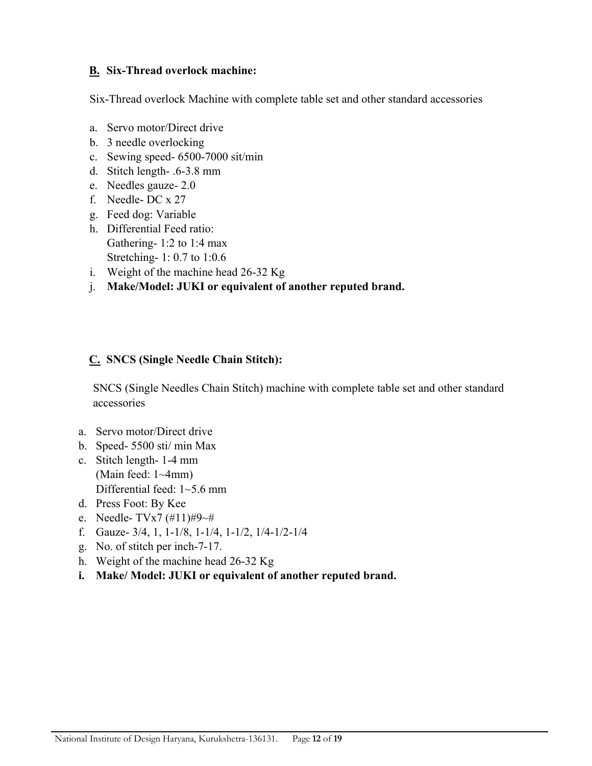### **B. Six-Thread overlock machine:**

Six-Thread overlock Machine with complete table set and other standard accessories

a. Servo motor/Direct drive
b. 3 needle overlocking
c. Sewing speed- 6500-7000 sit/min
d. Stitch length- .6-3.8 mm
e. Needles gauze- 2.0
f. Needle- DC x 27
g. Feed dog: Variable
h. Differential Feed ratio:
   Gathering- 1:2 to 1:4 max
   Stretching- 1: 0.7 to 1:0.6
i. Weight of the machine head 26-32 Kg
j. **Make/Model: JUKI or equivalent of another reputed brand.**

### **C. SNCS (Single Needle Chain Stitch):**

SNCS (Single Needles Chain Stitch) machine with complete table set and other standard accessories

a. Servo motor/Direct drive
b. Speed- 5500 sti/ min Max
c. Stitch length- 1-4 mm
   (Main feed: 1~4mm)
   Differential feed: 1~5.6 mm
d. Press Foot: By Kee
e. Needle- TVx7 (#11)#9~#
f. Gauze- 3/4, 1, 1-1/8, 1-1/4, 1-1/2, 1/4-1/2-1/4
g. No. of stitch per inch-7-17.
h. Weight of the machine head 26-32 Kg
i. **Make/ Model: JUKI or equivalent of another reputed brand.**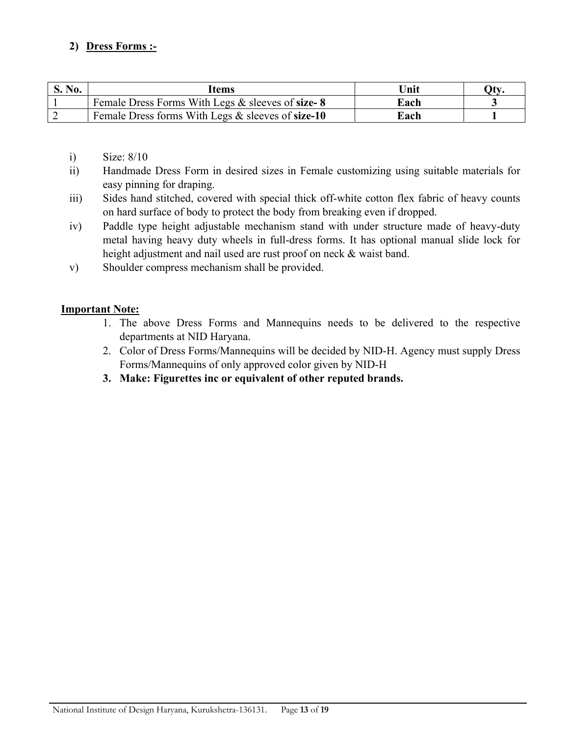## 2) Dress Forms :-

| S. No. | Items | Unit | Qty. |
|---|---|---|---|
| 1 | Female Dress Forms With Legs & sleeves of **size- 8** | **Each** | **3** |
| 2 | Female Dress forms With Legs & sleeves of **size-10** | **Each** | **1** |

- i) Size: 8/10
- ii) Handmade Dress Form in desired sizes in Female customizing using suitable materials for easy pinning for draping.
- iii) Sides hand stitched, covered with special thick off-white cotton flex fabric of heavy counts on hard surface of body to protect the body from breaking even if dropped.
- iv) Paddle type height adjustable mechanism stand with under structure made of heavy-duty metal having heavy duty wheels in full-dress forms. It has optional manual slide lock for height adjustment and nail used are rust proof on neck & waist band.
- v) Shoulder compress mechanism shall be provided.

**Important Note:**

1. The above Dress Forms and Mannequins needs to be delivered to the respective departments at NID Haryana.
2. Color of Dress Forms/Mannequins will be decided by NID-H. Agency must supply Dress Forms/Mannequins of only approved color given by NID-H
3. **Make: Figurettes inc or equivalent of other reputed brands.**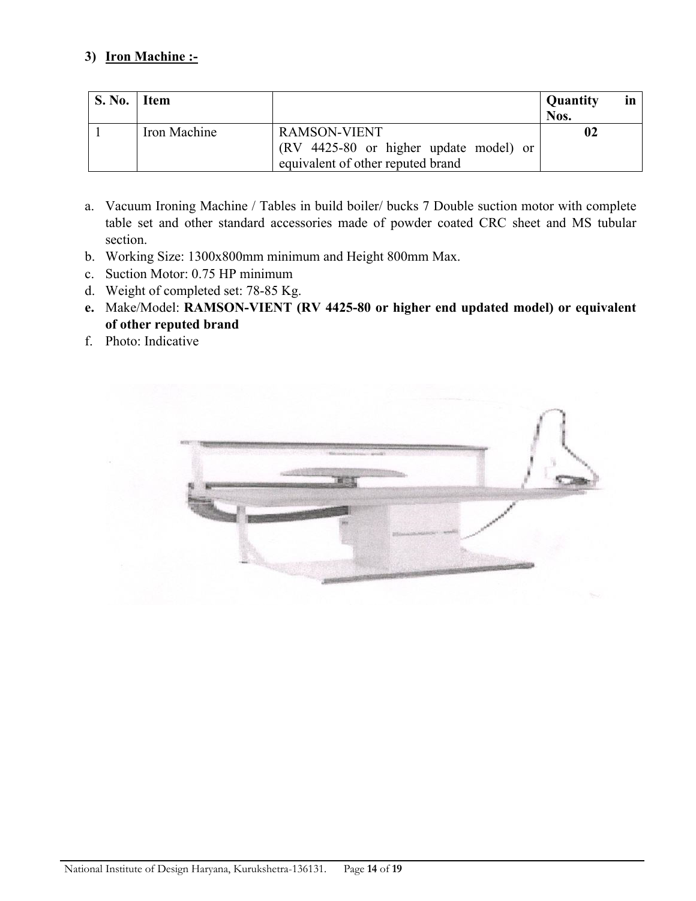### 3) Iron Machine :-

| S. No. | Item | | Quantity in Nos. |
|---|---|---|---|
| 1 | Iron Machine | RAMSON-VIENT (RV 4425-80 or higher update model) or equivalent of other reputed brand | **02** |

a. Vacuum Ironing Machine / Tables in build boiler/ bucks 7 Double suction motor with complete table set and other standard accessories made of powder coated CRC sheet and MS tubular section.
b. Working Size: 1300x800mm minimum and Height 800mm Max.
c. Suction Motor: 0.75 HP minimum
d. Weight of completed set: 78-85 Kg.
**e.** Make/Model: **RAMSON-VIENT (RV 4425-80 or higher end updated model) or equivalent of other reputed brand**
f. Photo: Indicative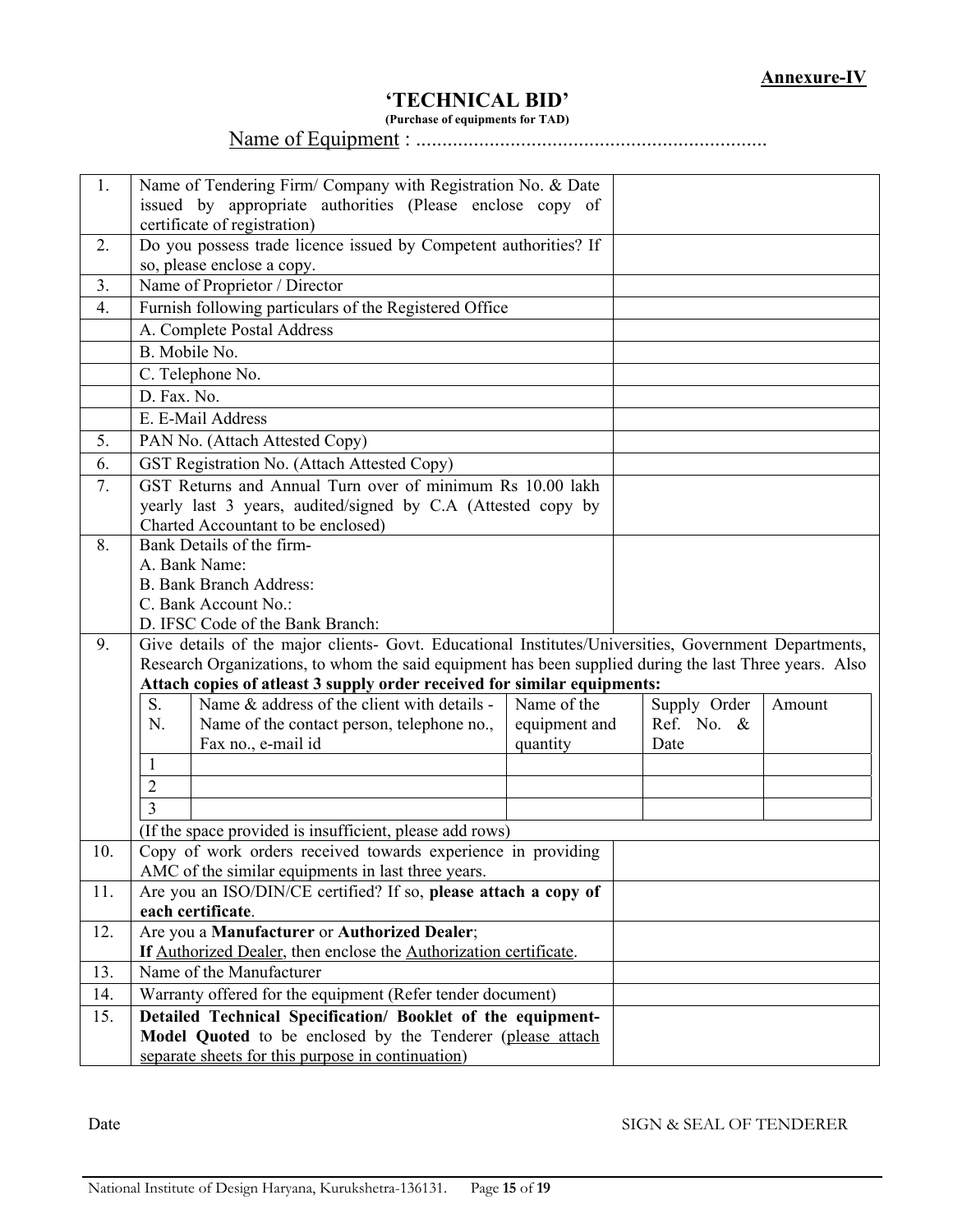**Annexure-IV**

# 'TECHNICAL BID'

**(Purchase of equipments for TAD)**

Name of Equipment : ....................................................................

| | | |
|---|---|---|
| 1. | Name of Tendering Firm/ Company with Registration No. & Date issued by appropriate authorities (Please enclose copy of certificate of registration) | |
| 2. | Do you possess trade licence issued by Competent authorities? If so, please enclose a copy. | |
| 3. | Name of Proprietor / Director | |
| 4. | Furnish following particulars of the Registered Office | |
| | A. Complete Postal Address | |
| | B. Mobile No. | |
| | C. Telephone No. | |
| | D. Fax. No. | |
| | E. E-Mail Address | |
| 5. | PAN No. (Attach Attested Copy) | |
| 6. | GST Registration No. (Attach Attested Copy) | |
| 7. | GST Returns and Annual Turn over of minimum Rs 10.00 lakh yearly last 3 years, audited/signed by C.A (Attested copy by Charted Accountant to be enclosed) | |
| 8. | Bank Details of the firm-<br>A. Bank Name:<br>B. Bank Branch Address:<br>C. Bank Account No.:<br>D. IFSC Code of the Bank Branch: | |
| 9. | Give details of the major clients- Govt. Educational Institutes/Universities, Government Departments, Research Organizations, to whom the said equipment has been supplied during the last Three years. Also **Attach copies of atleast 3 supply order received for similar equipments:** | |

| S. N. | Name & address of the client with details - Name of the contact person, telephone no., Fax no., e-mail id | Name of the equipment and quantity | Supply Order Ref. No. & Date | Amount |
|---|---|---|---|---|
| 1 | | | | |
| 2 | | | | |
| 3 | | | | |

(If the space provided is insufficient, please add rows)

| | | |
|---|---|---|
| 10. | Copy of work orders received towards experience in providing AMC of the similar equipments in last three years. | |
| 11. | Are you an ISO/DIN/CE certified? If so, **please attach a copy of each certificate**. | |
| 12. | Are you a **Manufacturer** or **Authorized Dealer**;<br>**If** Authorized Dealer, then enclose the Authorization certificate. | |
| 13. | Name of the Manufacturer | |
| 14. | Warranty offered for the equipment (Refer tender document) | |
| 15. | **Detailed Technical Specification/ Booklet of the equipment-Model Quoted** to be enclosed by the Tenderer (please attach separate sheets for this purpose in continuation) | |

Date

SIGN & SEAL OF TENDERER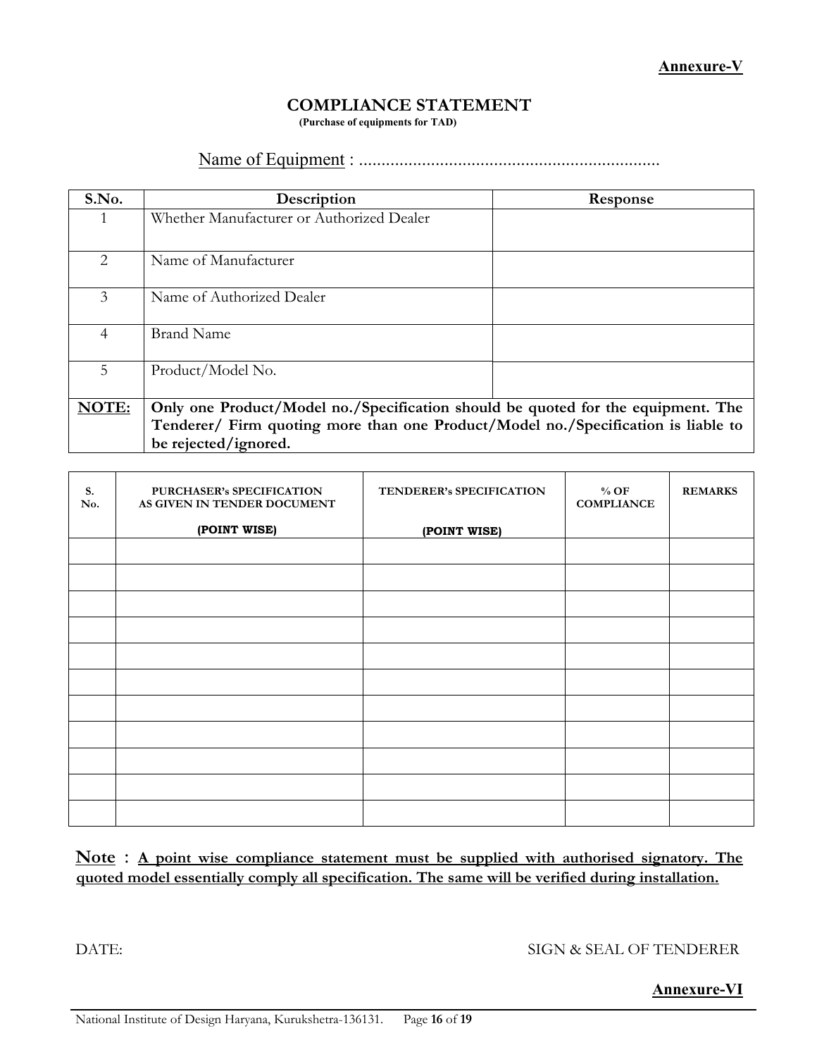**Annexure-V**

## COMPLIANCE STATEMENT

**(Purchase of equipments for TAD)**

Name of Equipment : ...................................................................

| S.No. | Description | Response |
|---|---|---|
| 1 | Whether Manufacturer or Authorized Dealer | |
| 2 | Name of Manufacturer | |
| 3 | Name of Authorized Dealer | |
| 4 | Brand Name | |
| 5 | Product/Model No. | |
| **NOTE:** | **Only one Product/Model no./Specification should be quoted for the equipment. The Tenderer/ Firm quoting more than one Product/Model no./Specification is liable to be rejected/ignored.** | |

| S. No. | PURCHASER's SPECIFICATION AS GIVEN IN TENDER DOCUMENT (POINT WISE) | TENDERER's SPECIFICATION (POINT WISE) | % OF COMPLIANCE | REMARKS |
|---|---|---|---|---|
| | | | | |
| | | | | |
| | | | | |
| | | | | |
| | | | | |
| | | | | |
| | | | | |
| | | | | |
| | | | | |
| | | | | |
| | | | | |

**Note** : **A point wise compliance statement must be supplied with authorised signatory. The quoted model essentially comply all specification. The same will be verified during installation.**

DATE: SIGN & SEAL OF TENDERER

**Annexure-VI**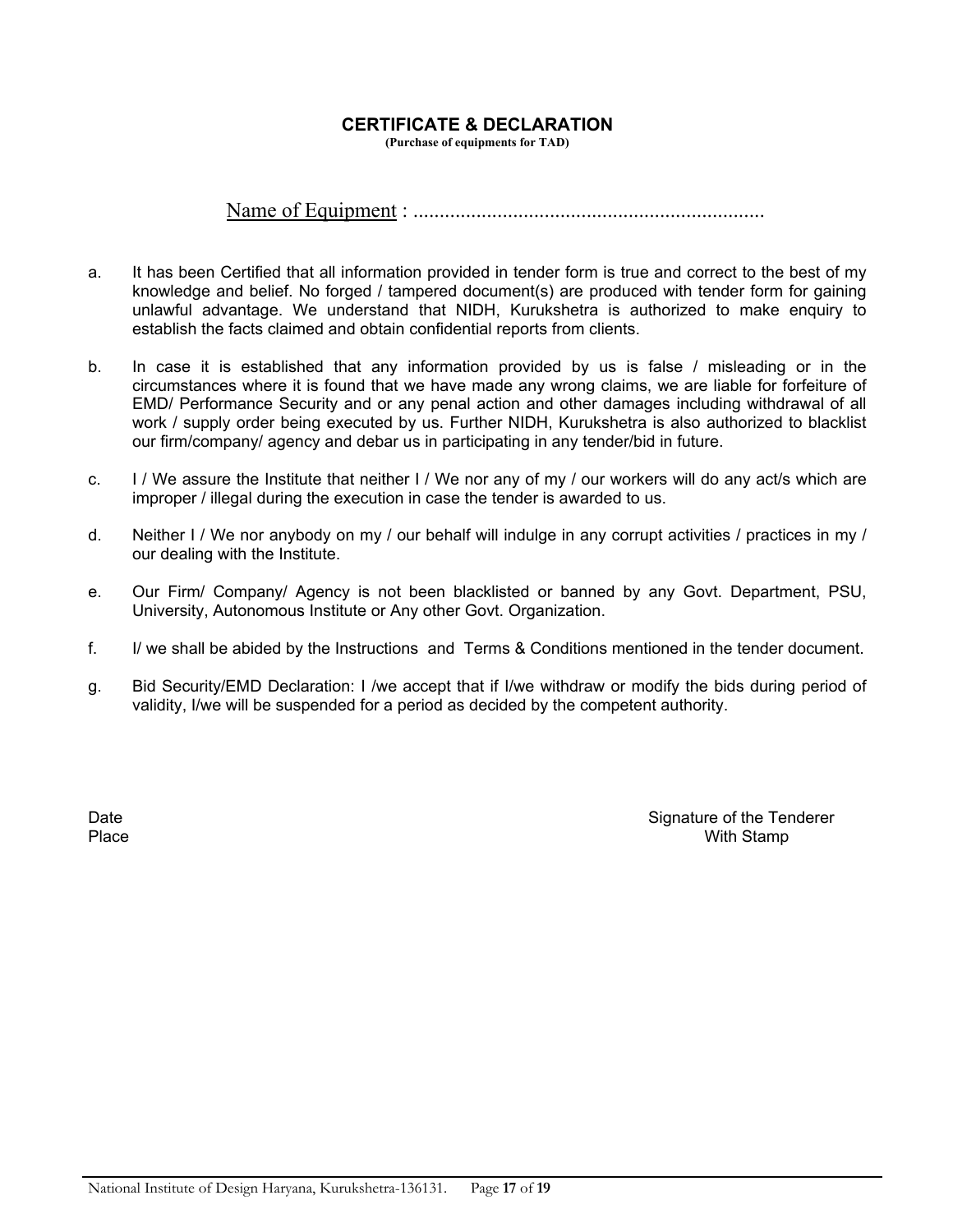# CERTIFICATE & DECLARATION

**(Purchase of equipments for TAD)**

Name of Equipment : ...................................................................

a. It has been Certified that all information provided in tender form is true and correct to the best of my knowledge and belief. No forged / tampered document(s) are produced with tender form for gaining unlawful advantage. We understand that NIDH, Kurukshetra is authorized to make enquiry to establish the facts claimed and obtain confidential reports from clients.

b. In case it is established that any information provided by us is false / misleading or in the circumstances where it is found that we have made any wrong claims, we are liable for forfeiture of EMD/ Performance Security and or any penal action and other damages including withdrawal of all work / supply order being executed by us. Further NIDH, Kurukshetra is also authorized to blacklist our firm/company/ agency and debar us in participating in any tender/bid in future.

c. I / We assure the Institute that neither I / We nor any of my / our workers will do any act/s which are improper / illegal during the execution in case the tender is awarded to us.

d. Neither I / We nor anybody on my / our behalf will indulge in any corrupt activities / practices in my / our dealing with the Institute.

e. Our Firm/ Company/ Agency is not been blacklisted or banned by any Govt. Department, PSU, University, Autonomous Institute or Any other Govt. Organization.

f. I/ we shall be abided by the Instructions and Terms & Conditions mentioned in the tender document.

g. Bid Security/EMD Declaration: I /we accept that if I/we withdraw or modify the bids during period of validity, I/we will be suspended for a period as decided by the competent authority.

Date
Place

Signature of the Tenderer
With Stamp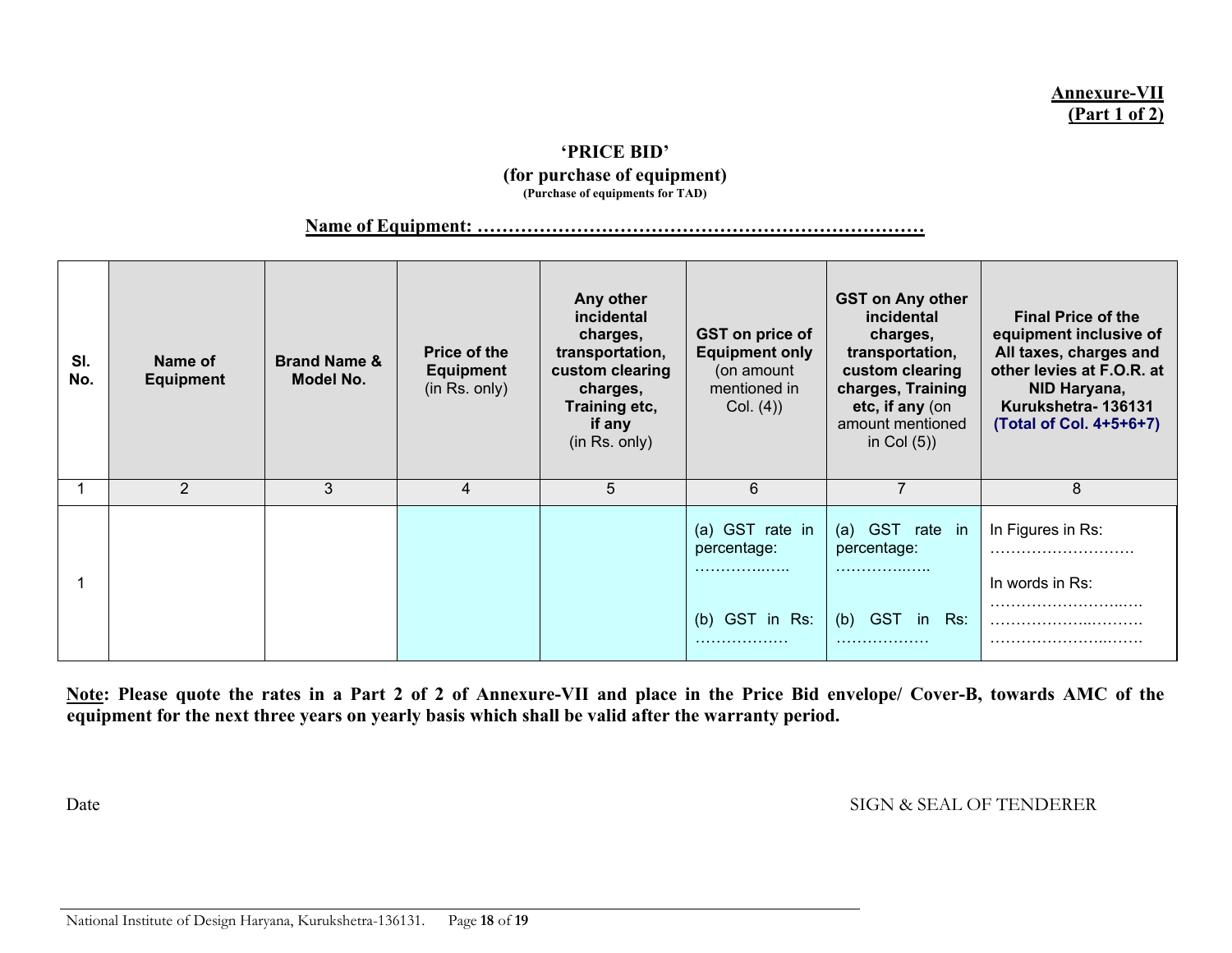**Annexure-VII**
**(Part 1 of 2)**

## 'PRICE BID'

### (for purchase of equipment)

**(Purchase of equipments for TAD)**

**Name of Equipment: ………………………………………………………………**

| Sl. No. | Name of Equipment | Brand Name & Model No. | Price of the Equipment (in Rs. only) | Any other incidental charges, transportation, custom clearing charges, Training etc, if any (in Rs. only) | GST on price of Equipment only (on amount mentioned in Col. (4)) | GST on Any other incidental charges, transportation, custom clearing charges, Training etc, if any (on amount mentioned in Col (5)) | Final Price of the equipment inclusive of All taxes, charges and other levies at F.O.R. at NID Haryana, Kurukshetra- 136131 (Total of Col. 4+5+6+7) |
|---|---|---|---|---|---|---|---|
| 1 | 2 | 3 | 4 | 5 | 6 | 7 | 8 |
| 1 | | | | | (a) GST rate in percentage: ……………..….. (b) GST in Rs: ……………… | (a) GST rate in percentage: ……………..….. (b) GST in Rs: ……………… | In Figures in Rs: ………………………. In words in Rs: ………………….……..…. ……………...………. ……………………..……. |

**Note: Please quote the rates in a Part 2 of 2 of Annexure-VII and place in the Price Bid envelope/ Cover-B, towards AMC of the equipment for the next three years on yearly basis which shall be valid after the warranty period.**

Date

SIGN & SEAL OF TENDERER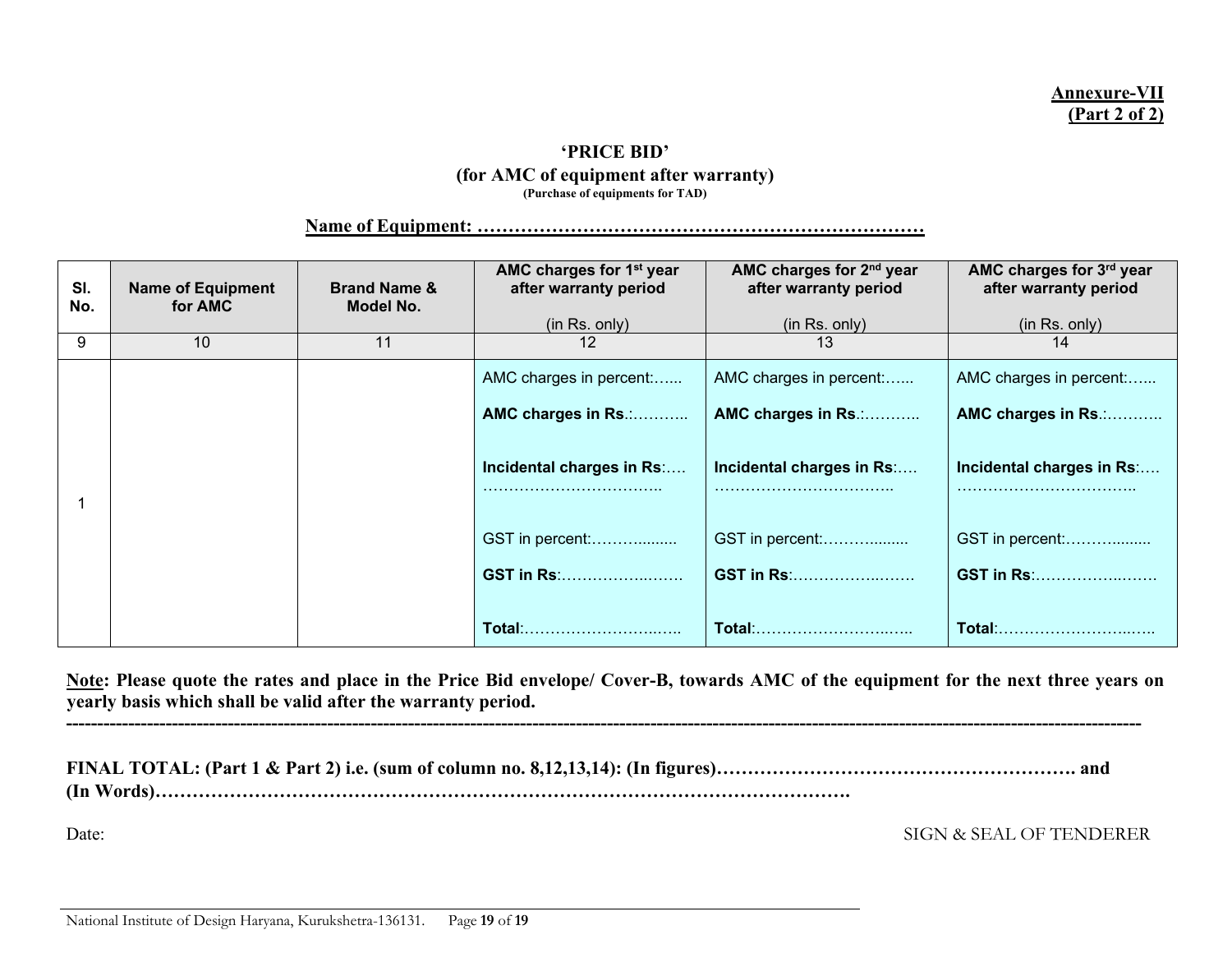**Annexure-VII**
**(Part 2 of 2)**

## 'PRICE BID'
### (for AMC of equipment after warranty)
**(Purchase of equipments for TAD)**

**Name of Equipment: ………………………………………………………………**

| Sl. No. | Name of Equipment for AMC | Brand Name & Model No. | AMC charges for 1st year after warranty period (in Rs. only) | AMC charges for 2nd year after warranty period (in Rs. only) | AMC charges for 3rd year after warranty period (in Rs. only) |
|---|---|---|---|---|---|
| 9 | 10 | 11 | 12 | 13 | 14 |
| 1 | | | AMC charges in percent:…... **AMC charges in Rs**.:……….. **Incidental charges in Rs**:…. …………………………….. GST in percent:……….…..... **GST in Rs**:………………..…… **Total**:…………………….…….. | AMC charges in percent:…... **AMC charges in Rs**.:……….. **Incidental charges in Rs**:…. …………………………….. GST in percent:……….…..... **GST in Rs**:………………..…… **Total**:…………………….…….. | AMC charges in percent:…... **AMC charges in Rs**.:……….. **Incidental charges in Rs**:…. …………………………….. GST in percent:……….…..... **GST in Rs**:………………..…… **Total**:…………………….…….. |

**Note: Please quote the rates and place in the Price Bid envelope/ Cover-B, towards AMC of the equipment for the next three years on yearly basis which shall be valid after the warranty period.**

---

**FINAL TOTAL: (Part 1 & Part 2) i.e. (sum of column no. 8,12,13,14): (In figures)…………………………………………………. and (In Words)……………………………………………………………………………………………….**

Date:

SIGN & SEAL OF TENDERER